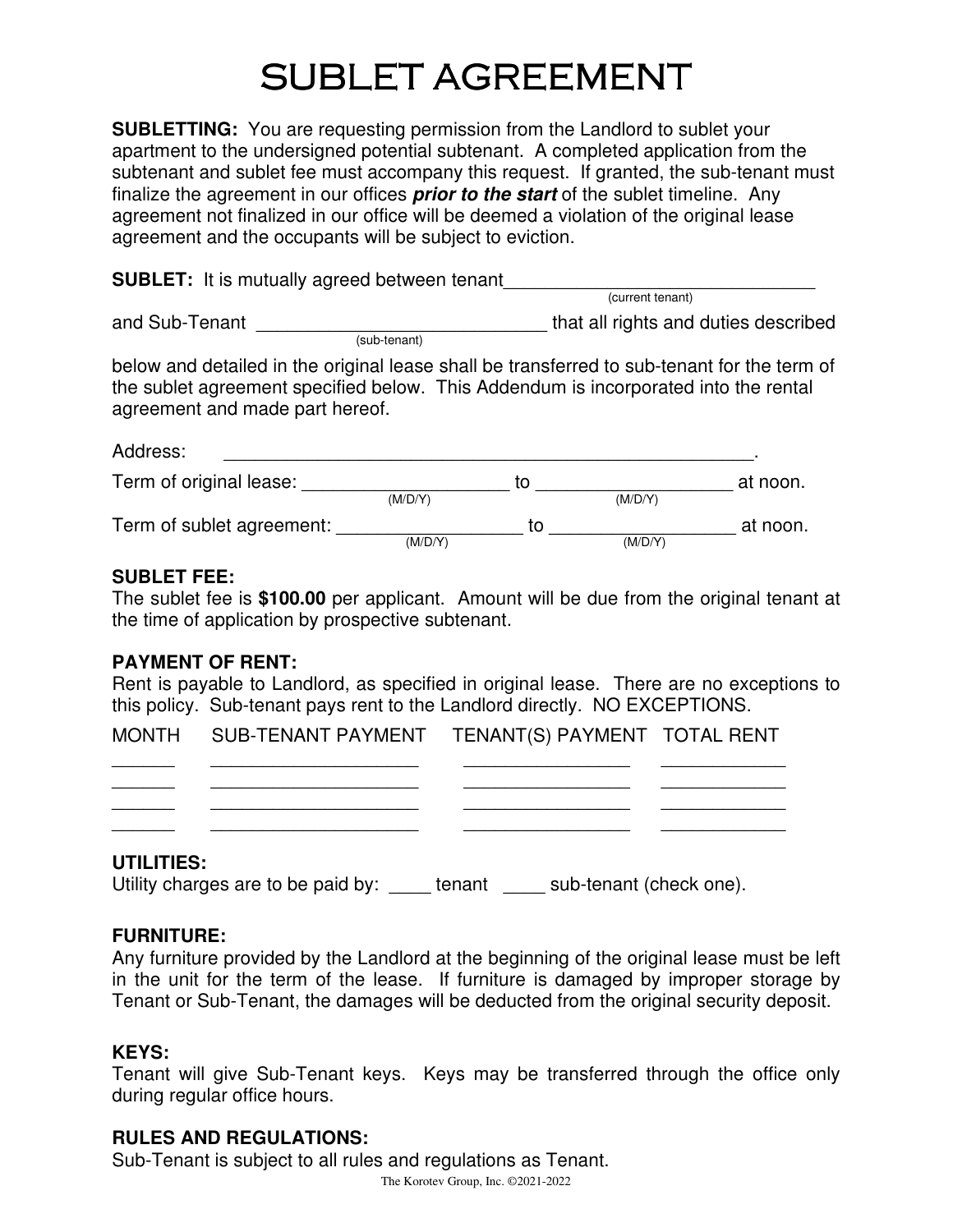# SUBLET AGREEMENT

**SUBLETTING:** You are requesting permission from the Landlord to sublet your apartment to the undersigned potential subtenant. A completed application from the subtenant and sublet fee must accompany this request. If granted, the sub-tenant must finalize the agreement in our offices ***prior to the start*** of the sublet timeline. Any agreement not finalized in our office will be deemed a violation of the original lease agreement and the occupants will be subject to eviction.

**SUBLET:** It is mutually agreed between tenant_______________________________
(current tenant)

and Sub-Tenant _____________________________ that all rights and duties described
(sub-tenant)

below and detailed in the original lease shall be transferred to sub-tenant for the term of the sublet agreement specified below. This Addendum is incorporated into the rental agreement and made part hereof.

Address: _____________________________________________________.

Term of original lease: ____________________ to ____________________ at noon.
(M/D/Y) (M/D/Y)

Term of sublet agreement: __________________ to __________________ at noon.
(M/D/Y) (M/D/Y)

**SUBLET FEE:**
The sublet fee is **$100.00** per applicant. Amount will be due from the original tenant at the time of application by prospective subtenant.

**PAYMENT OF RENT:**
Rent is payable to Landlord, as specified in original lease. There are no exceptions to this policy. Sub-tenant pays rent to the Landlord directly. NO EXCEPTIONS.

| MONTH | SUB-TENANT PAYMENT | TENANT(S) PAYMENT | TOTAL RENT |
|---|---|---|---|
| ______ | ____________________ | ________________ | ____________ |
| ______ | ____________________ | ________________ | ____________ |
| ______ | ____________________ | ________________ | ____________ |
| ______ | ____________________ | ________________ | ____________ |

**UTILITIES:**
Utility charges are to be paid by: ____ tenant ____ sub-tenant (check one).

**FURNITURE:**
Any furniture provided by the Landlord at the beginning of the original lease must be left in the unit for the term of the lease. If furniture is damaged by improper storage by Tenant or Sub-Tenant, the damages will be deducted from the original security deposit.

**KEYS:**
Tenant will give Sub-Tenant keys. Keys may be transferred through the office only during regular office hours.

**RULES AND REGULATIONS:**
Sub-Tenant is subject to all rules and regulations as Tenant.

The Korotev Group, Inc. ©2021-2022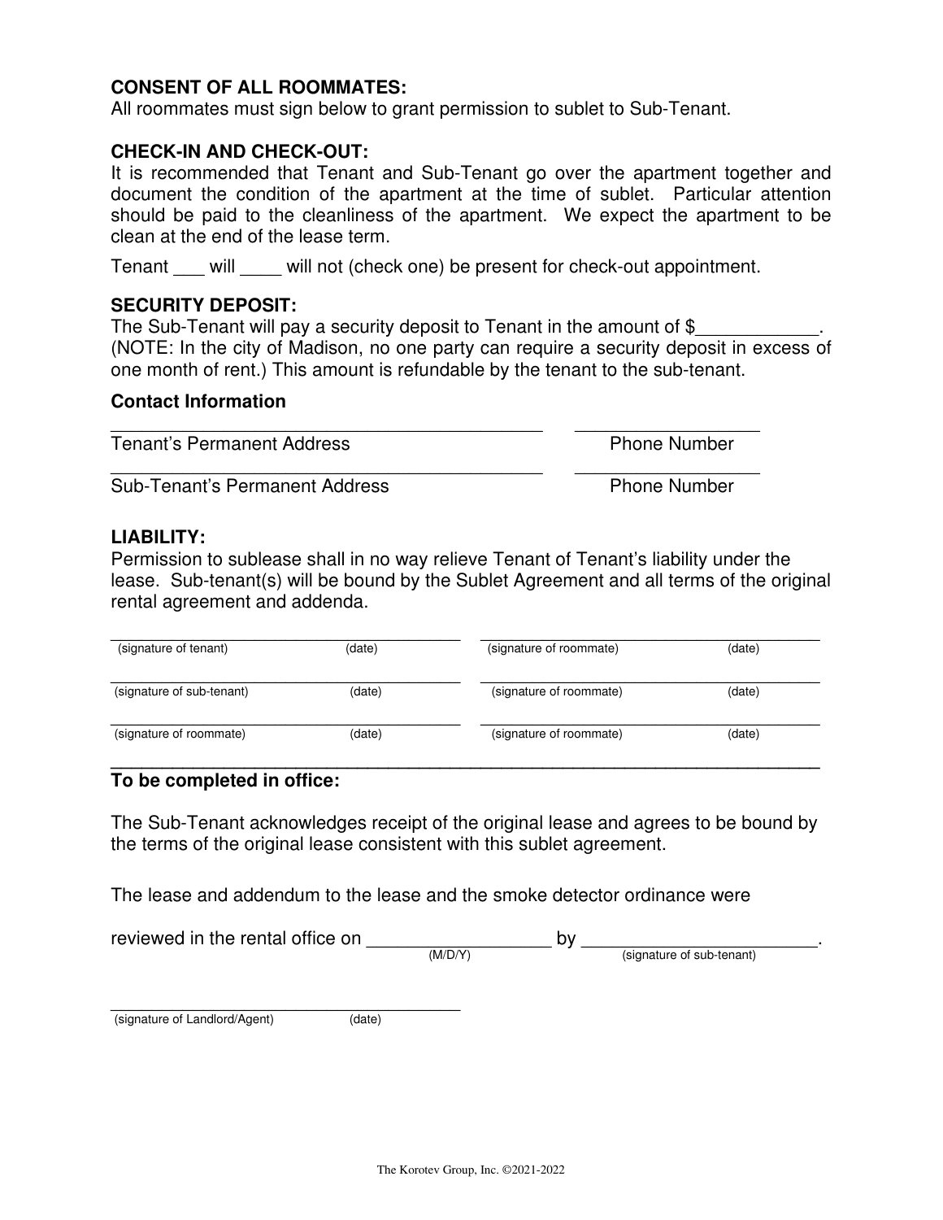**CONSENT OF ALL ROOMMATES:**
All roommates must sign below to grant permission to sublet to Sub-Tenant.

**CHECK-IN AND CHECK-OUT:**
It is recommended that Tenant and Sub-Tenant go over the apartment together and document the condition of the apartment at the time of sublet. Particular attention should be paid to the cleanliness of the apartment. We expect the apartment to be clean at the end of the lease term.

Tenant ___ will ____ will not (check one) be present for check-out appointment.

**SECURITY DEPOSIT:**
The Sub-Tenant will pay a security deposit to Tenant in the amount of $____________. (NOTE: In the city of Madison, no one party can require a security deposit in excess of one month of rent.) This amount is refundable by the tenant to the sub-tenant.

**Contact Information**

____________________________________________ ___________________
Tenant's Permanent Address Phone Number

____________________________________________ ___________________
Sub-Tenant's Permanent Address Phone Number

**LIABILITY:**
Permission to sublease shall in no way relieve Tenant of Tenant's liability under the lease. Sub-tenant(s) will be bound by the Sublet Agreement and all terms of the original rental agreement and addenda.

____________________________________ ____________________________________
(signature of tenant) (date) (signature of roommate) (date)

____________________________________ ____________________________________
(signature of sub-tenant) (date) (signature of roommate) (date)

____________________________________ ____________________________________
(signature of roommate) (date) (signature of roommate) (date)

**To be completed in office:**

The Sub-Tenant acknowledges receipt of the original lease and agrees to be bound by the terms of the original lease consistent with this sublet agreement.

The lease and addendum to the lease and the smoke detector ordinance were

reviewed in the rental office on __________________ by ________________________.
(M/D/Y) (signature of sub-tenant)

____________________________________
(signature of Landlord/Agent) (date)

The Korotev Group, Inc. ©2021-2022